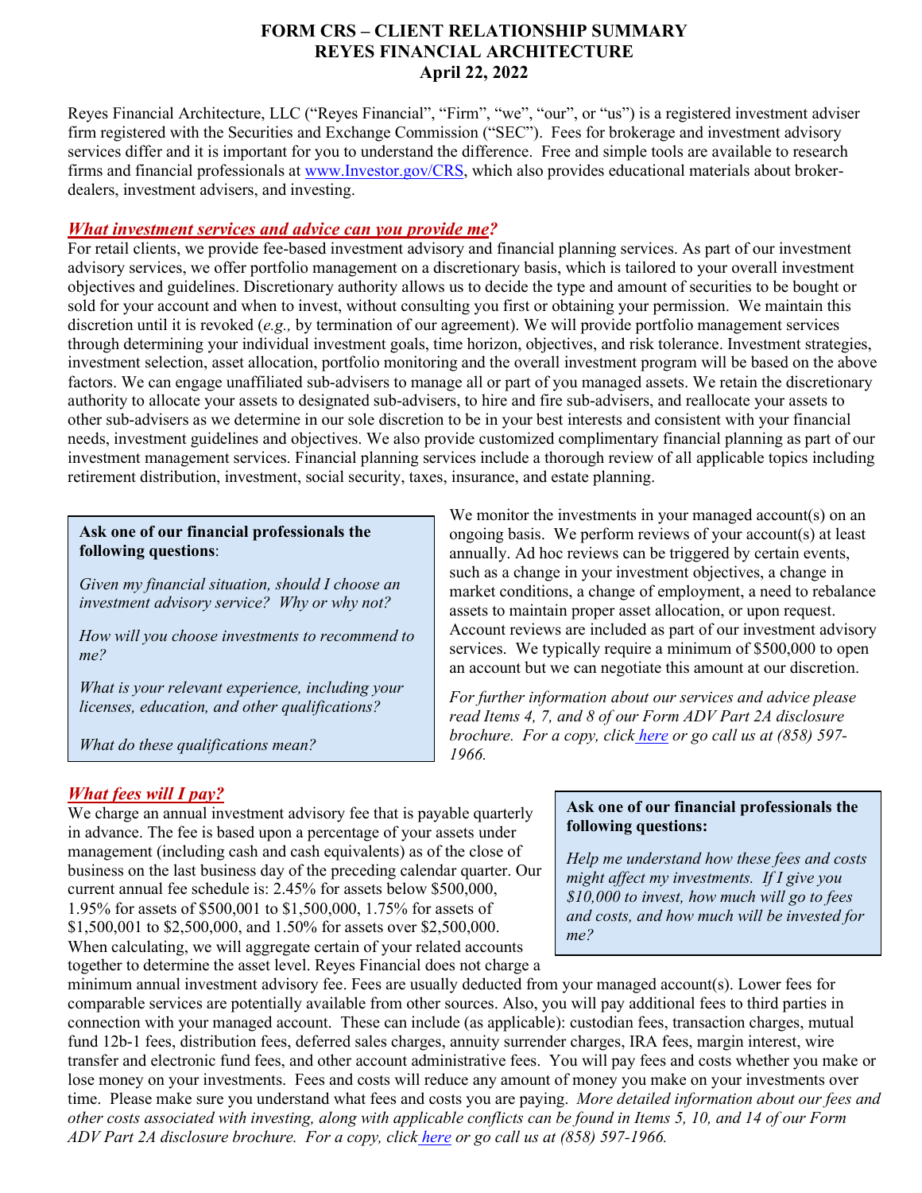# FORM CRS – CLIENT RELATIONSHIP SUMMARY
## REYES FINANCIAL ARCHITECTURE
### April 22, 2022

Reyes Financial Architecture, LLC ("Reyes Financial", "Firm", "we", "our", or "us") is a registered investment adviser firm registered with the Securities and Exchange Commission ("SEC"). Fees for brokerage and investment advisory services differ and it is important for you to understand the difference. Free and simple tools are available to research firms and financial professionals at www.Investor.gov/CRS, which also provides educational materials about broker-dealers, investment advisers, and investing.

## *What investment services and advice can you provide me?*

For retail clients, we provide fee-based investment advisory and financial planning services. As part of our investment advisory services, we offer portfolio management on a discretionary basis, which is tailored to your overall investment objectives and guidelines. Discretionary authority allows us to decide the type and amount of securities to be bought or sold for your account and when to invest, without consulting you first or obtaining your permission. We maintain this discretion until it is revoked (*e.g.,* by termination of our agreement). We will provide portfolio management services through determining your individual investment goals, time horizon, objectives, and risk tolerance. Investment strategies, investment selection, asset allocation, portfolio monitoring and the overall investment program will be based on the above factors. We can engage unaffiliated sub-advisers to manage all or part of you managed assets. We retain the discretionary authority to allocate your assets to designated sub-advisers, to hire and fire sub-advisers, and reallocate your assets to other sub-advisers as we determine in our sole discretion to be in your best interests and consistent with your financial needs, investment guidelines and objectives. We also provide customized complimentary financial planning as part of our investment management services. Financial planning services include a thorough review of all applicable topics including retirement distribution, investment, social security, taxes, insurance, and estate planning.

We monitor the investments in your managed account(s) on an ongoing basis. We perform reviews of your account(s) at least annually. Ad hoc reviews can be triggered by certain events, such as a change in your investment objectives, a change in market conditions, a change of employment, a need to rebalance assets to maintain proper asset allocation, or upon request. Account reviews are included as part of our investment advisory services. We typically require a minimum of $500,000 to open an account but we can negotiate this amount at our discretion.

*For further information about our services and advice please read Items 4, 7, and 8 of our Form ADV Part 2A disclosure brochure. For a copy, click here or go call us at (858) 597-1966.*

> **Ask one of our financial professionals the following questions**:
>
> *Given my financial situation, should I choose an investment advisory service? Why or why not?*
>
> *How will you choose investments to recommend to me?*
>
> *What is your relevant experience, including your licenses, education, and other qualifications?*
>
> *What do these qualifications mean?*

## *What fees will I pay?*

We charge an annual investment advisory fee that is payable quarterly in advance. The fee is based upon a percentage of your assets under management (including cash and cash equivalents) as of the close of business on the last business day of the preceding calendar quarter. Our current annual fee schedule is: 2.45% for assets below $500,000, 1.95% for assets of $500,001 to $1,500,000, 1.75% for assets of $1,500,001 to $2,500,000, and 1.50% for assets over $2,500,000. When calculating, we will aggregate certain of your related accounts together to determine the asset level. Reyes Financial does not charge a minimum annual investment advisory fee. Fees are usually deducted from your managed account(s). Lower fees for comparable services are potentially available from other sources. Also, you will pay additional fees to third parties in connection with your managed account. These can include (as applicable): custodian fees, transaction charges, mutual fund 12b-1 fees, distribution fees, deferred sales charges, annuity surrender charges, IRA fees, margin interest, wire transfer and electronic fund fees, and other account administrative fees. You will pay fees and costs whether you make or lose money on your investments. Fees and costs will reduce any amount of money you make on your investments over time. Please make sure you understand what fees and costs you are paying. *More detailed information about our fees and other costs associated with investing, along with applicable conflicts can be found in Items 5, 10, and 14 of our Form ADV Part 2A disclosure brochure. For a copy, click here or go call us at (858) 597-1966.*

> **Ask one of our financial professionals the following questions:**
>
> *Help me understand how these fees and costs might affect my investments. If I give you $10,000 to invest, how much will go to fees and costs, and how much will be invested for me?*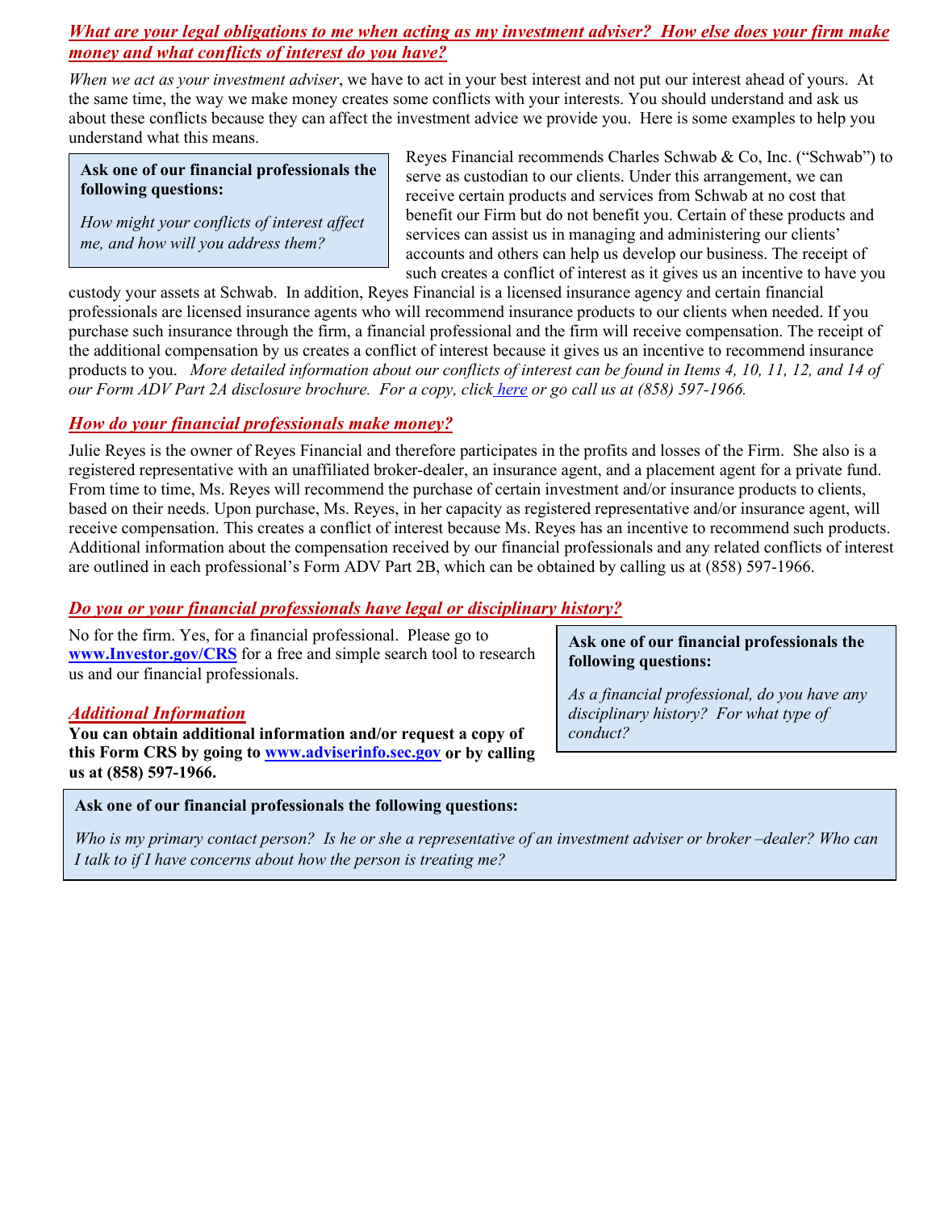## *What are your legal obligations to me when acting as my investment adviser? How else does your firm make money and what conflicts of interest do you have?*

*When we act as your investment adviser*, we have to act in your best interest and not put our interest ahead of yours. At the same time, the way we make money creates some conflicts with your interests. You should understand and ask us about these conflicts because they can affect the investment advice we provide you. Here is some examples to help you understand what this means.

> **Ask one of our financial professionals the following questions:**
>
> *How might your conflicts of interest affect me, and how will you address them?*

Reyes Financial recommends Charles Schwab & Co, Inc. ("Schwab") to serve as custodian to our clients. Under this arrangement, we can receive certain products and services from Schwab at no cost that benefit our Firm but do not benefit you. Certain of these products and services can assist us in managing and administering our clients' accounts and others can help us develop our business. The receipt of such creates a conflict of interest as it gives us an incentive to have you custody your assets at Schwab. In addition, Reyes Financial is a licensed insurance agency and certain financial professionals are licensed insurance agents who will recommend insurance products to our clients when needed. If you purchase such insurance through the firm, a financial professional and the firm will receive compensation. The receipt of the additional compensation by us creates a conflict of interest because it gives us an incentive to recommend insurance products to you. *More detailed information about our conflicts of interest can be found in Items 4, 10, 11, 12, and 14 of our Form ADV Part 2A disclosure brochure. For a copy, click [here] or go call us at (858) 597-1966.*

## *How do your financial professionals make money?*

Julie Reyes is the owner of Reyes Financial and therefore participates in the profits and losses of the Firm. She also is a registered representative with an unaffiliated broker-dealer, an insurance agent, and a placement agent for a private fund. From time to time, Ms. Reyes will recommend the purchase of certain investment and/or insurance products to clients, based on their needs. Upon purchase, Ms. Reyes, in her capacity as registered representative and/or insurance agent, will receive compensation. This creates a conflict of interest because Ms. Reyes has an incentive to recommend such products. Additional information about the compensation received by our financial professionals and any related conflicts of interest are outlined in each professional's Form ADV Part 2B, which can be obtained by calling us at (858) 597-1966.

## *Do you or your financial professionals have legal or disciplinary history?*

No for the firm. Yes, for a financial professional. Please go to **www.Investor.gov/CRS** for a free and simple search tool to research us and our financial professionals.

> **Ask one of our financial professionals the following questions:**
>
> *As a financial professional, do you have any disciplinary history? For what type of conduct?*

## *Additional Information*

**You can obtain additional information and/or request a copy of this Form CRS by going to www.adviserinfo.sec.gov or by calling us at (858) 597-1966.**

> **Ask one of our financial professionals the following questions:**
>
> *Who is my primary contact person? Is he or she a representative of an investment adviser or broker –dealer? Who can I talk to if I have concerns about how the person is treating me?*